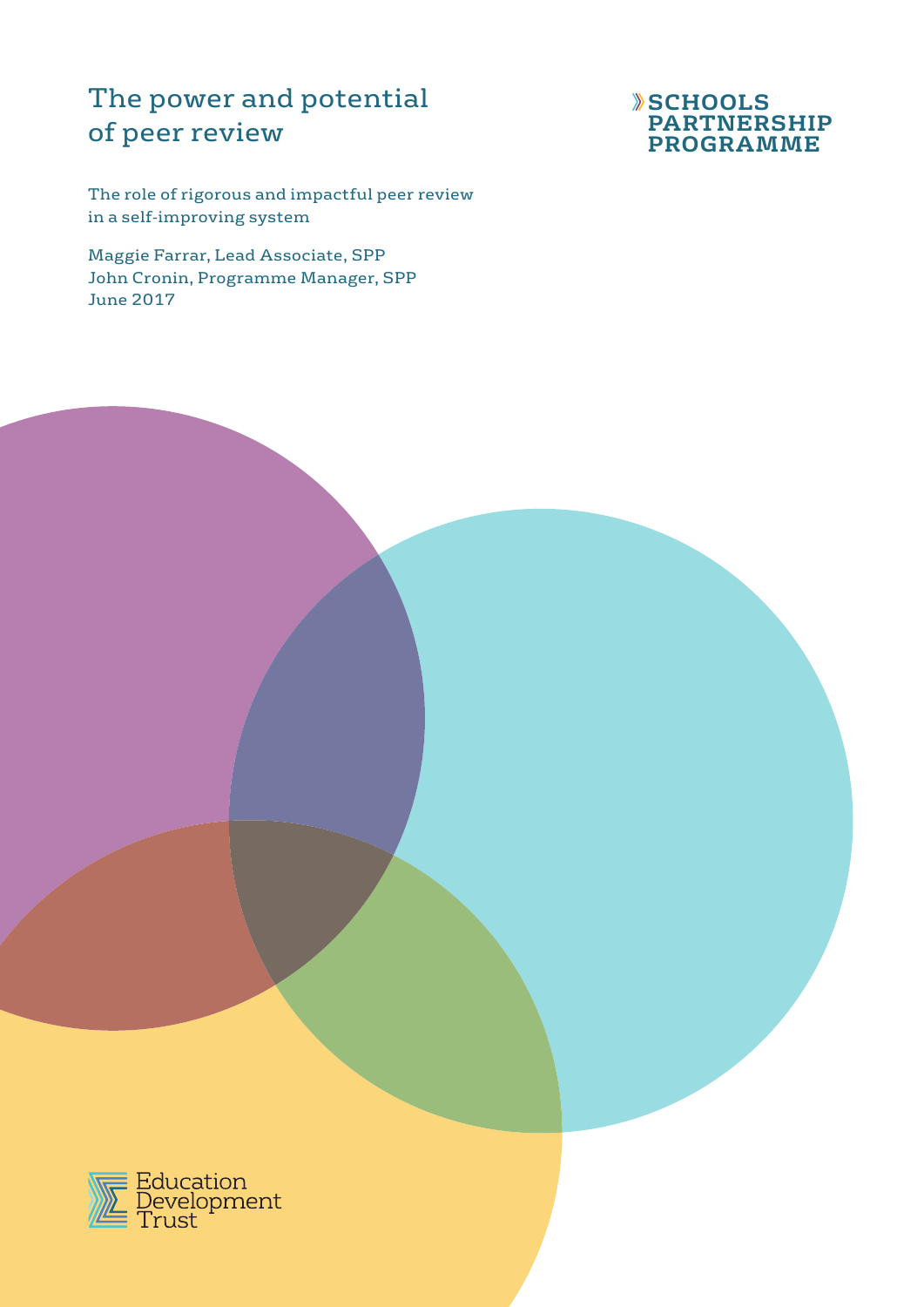# The power and potential of peer review

**SCHOOLS PARTNERSHIP PROGRAMME**

The role of rigorous and impactful peer review in a self-improving system

Maggie Farrar, Lead Associate, SPP
John Cronin, Programme Manager, SPP
June 2017

Education Development Trust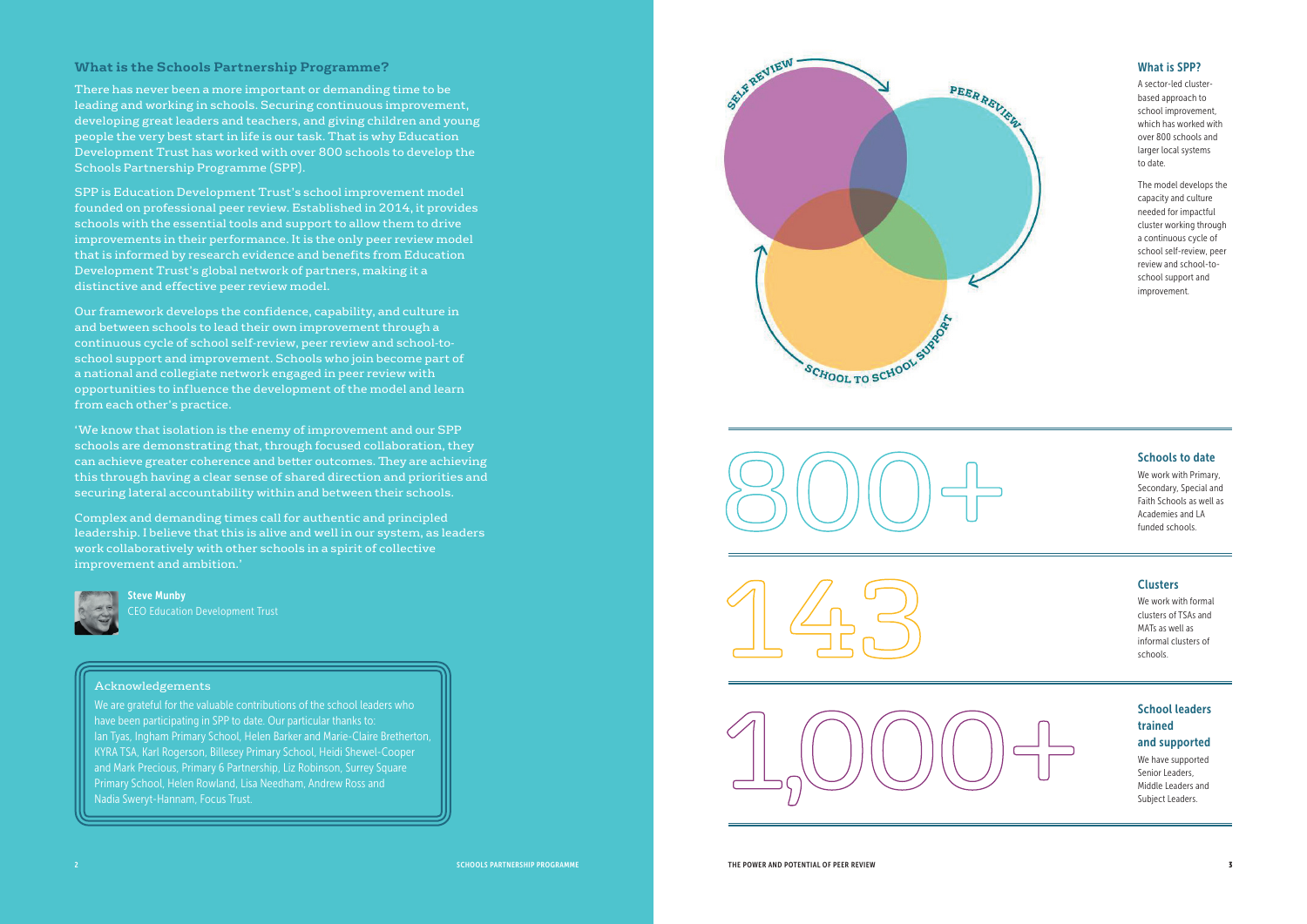## What is the Schools Partnership Programme?

There has never been a more important or demanding time to be leading and working in schools. Securing continuous improvement, developing great leaders and teachers, and giving children and young people the very best start in life is our task. That is why Education Development Trust has worked with over 800 schools to develop the Schools Partnership Programme (SPP).

SPP is Education Development Trust's school improvement model founded on professional peer review. Established in 2014, it provides schools with the essential tools and support to allow them to drive improvements in their performance. It is the only peer review model that is informed by research evidence and benefits from Education Development Trust's global network of partners, making it a distinctive and effective peer review model.

Our framework develops the confidence, capability, and culture in and between schools to lead their own improvement through a continuous cycle of school self-review, peer review and school-to-school support and improvement. Schools who join become part of a national and collegiate network engaged in peer review with opportunities to influence the development of the model and learn from each other's practice.

'We know that isolation is the enemy of improvement and our SPP schools are demonstrating that, through focused collaboration, they can achieve greater coherence and better outcomes. They are achieving this through having a clear sense of shared direction and priorities and securing lateral accountability within and between their schools.

Complex and demanding times call for authentic and principled leadership. I believe that this is alive and well in our system, as leaders work collaboratively with other schools in a spirit of collective improvement and ambition.'

**Steve Munby**
CEO Education Development Trust

### Acknowledgements

We are grateful for the valuable contributions of the school leaders who have been participating in SPP to date. Our particular thanks to: Ian Tyas, Ingham Primary School, Helen Barker and Marie-Claire Bretherton, KYRA TSA, Karl Rogerson, Billesey Primary School, Heidi Shewel-Cooper and Mark Precious, Primary 6 Partnership, Liz Robinson, Surrey Square Primary School, Helen Rowland, Lisa Needham, Andrew Ross and Nadia Sweryt-Hannam, Focus Trust.

SELF REVIEW — PEER REVIEW — SCHOOL TO SCHOOL SUPPORT

### What is SPP?

A sector-led cluster-based approach to school improvement, which has worked with over 800 schools and larger local systems to date.

The model develops the capacity and culture needed for impactful cluster working through a continuous cycle of school self-review, peer review and school-to-school support and improvement.

**800+**

### Schools to date

We work with Primary, Secondary, Special and Faith Schools as well as Academies and LA funded schools.

**143**

### Clusters

We work with formal clusters of TSAs and MATs as well as informal clusters of schools.

**1,000+**

### School leaders trained and supported

We have supported Senior Leaders, Middle Leaders and Subject Leaders.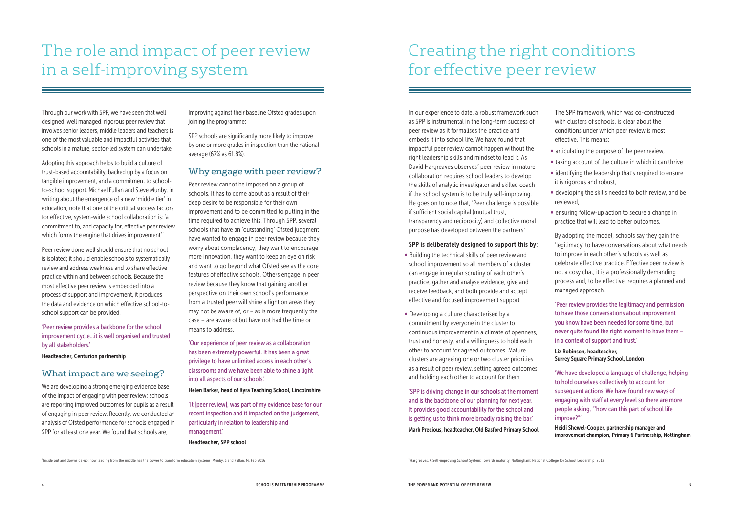# The role and impact of peer review in a self-improving system

Through our work with SPP, we have seen that well designed, well managed, rigorous peer review that involves senior leaders, middle leaders and teachers is one of the most valuable and impactful activities that schools in a mature, sector-led system can undertake.

Adopting this approach helps to build a culture of trust-based accountability, backed up by a focus on tangible improvement, and a commitment to school-to-school support. Michael Fullan and Steve Munby, in writing about the emergence of a new 'middle tier' in education, note that one of the critical success factors for effective, system-wide school collaboration is: 'a commitment to, and capacity for, effective peer review which forms the engine that drives improvement'[1]

Peer review done well should ensure that no school is isolated; it should enable schools to systematically review and address weakness and to share effective practice within and between schools. Because the most effective peer review is embedded into a process of support and improvement, it produces the data and evidence on which effective school-to-school support can be provided.

'Peer review provides a backbone for the school improvement cycle…it is well organised and trusted by all stakeholders.'

**Headteacher, Centurion partnership**

## What impact are we seeing?

We are developing a strong emerging evidence base of the impact of engaging with peer review; schools are reporting improved outcomes for pupils as a result of engaging in peer review. Recently, we conducted an analysis of Ofsted performance for schools engaged in SPP for at least one year. We found that schools are;

Improving against their baseline Ofsted grades upon joining the programme;

SPP schools are significantly more likely to improve by one or more grades in inspection than the national average (67% vs 61.8%).

## Why engage with peer review?

Peer review cannot be imposed on a group of schools. It has to come about as a result of their deep desire to be responsible for their own improvement and to be committed to putting in the time required to achieve this. Through SPP, several schools that have an 'outstanding' Ofsted judgment have wanted to engage in peer review because they worry about complacency; they want to encourage more innovation, they want to keep an eye on risk and want to go beyond what Ofsted see as the core features of effective schools. Others engage in peer review because they know that gaining another perspective on their own school's performance from a trusted peer will shine a light on areas they may not be aware of, or – as is more frequently the case – are aware of but have not had the time or means to address.

'Our experience of peer review as a collaboration has been extremely powerful. It has been a great privilege to have unlimited access in each other's classrooms and we have been able to shine a light into all aspects of our schools.'

**Helen Barker, head of Kyra Teaching School, Lincolnshire**

'It [peer review], was part of my evidence base for our recent inspection and it impacted on the judgement, particularly in relation to leadership and management.'

**Headteacher, SPP school**

[1] Inside out and downside-up: how leading from the middle has the power to transform education systems: Munby, S and Fullan, M, Feb 2016

# Creating the right conditions for effective peer review

In our experience to date, a robust framework such as SPP is instrumental in the long-term success of peer review as it formalises the practice and embeds it into school life. We have found that impactful peer review cannot happen without the right leadership skills and mindset to lead it. As David Hargreaves observes[2] peer review in mature collaboration requires school leaders to develop the skills of analytic investigator and skilled coach if the school system is to be truly self-improving. He goes on to note that, 'Peer challenge is possible if sufficient social capital (mutual trust, transparency and reciprocity) and collective moral purpose has developed between the partners.'

**SPP is deliberately designed to support this by:**

- Building the technical skills of peer review and school improvement so all members of a cluster can engage in regular scrutiny of each other's practice, gather and analyse evidence, give and receive feedback, and both provide and accept effective and focused improvement support
- Developing a culture characterised by a commitment by everyone in the cluster to continuous improvement in a climate of openness, trust and honesty, and a willingness to hold each other to account for agreed outcomes. Mature clusters are agreeing one or two cluster priorities as a result of peer review, setting agreed outcomes and holding each other to account for them

'SPP is driving change in our schools at the moment and is the backbone of our planning for next year. It provides good accountability for the school and is getting us to think more broadly raising the bar.'

**Mark Precious, headteacher, Old Basford Primary School**

The SPP framework, which was co-constructed with clusters of schools, is clear about the conditions under which peer review is most effective. This means:

- articulating the purpose of the peer review,
- taking account of the culture in which it can thrive
- identifying the leadership that's required to ensure it is rigorous and robust,
- developing the skills needed to both review, and be reviewed,
- ensuring follow-up action to secure a change in practice that will lead to better outcomes.

By adopting the model, schools say they gain the 'legitimacy' to have conversations about what needs to improve in each other's schools as well as celebrate effective practice. Effective peer review is not a cosy chat, it is a professionally demanding process and, to be effective, requires a planned and managed approach.

'Peer review provides the legitimacy and permission to have those conversations about improvement you know have been needed for some time, but never quite found the right moment to have them – in a context of support and trust.'

**Liz Robinson, headteacher, Surrey Square Primary School, London**

'We have developed a language of challenge, helping to hold ourselves collectively to account for subsequent actions. We have found new ways of engaging with staff at every level so there are more people asking, "'how can this part of school life improve?"'

**Heidi Shewel-Cooper, partnership manager and improvement champion, Primary 6 Partnership, Nottingham**

[2] Hargreaves, A Self-improving School System: Towards maturity. Nottingham: National College for School Leadership, 2012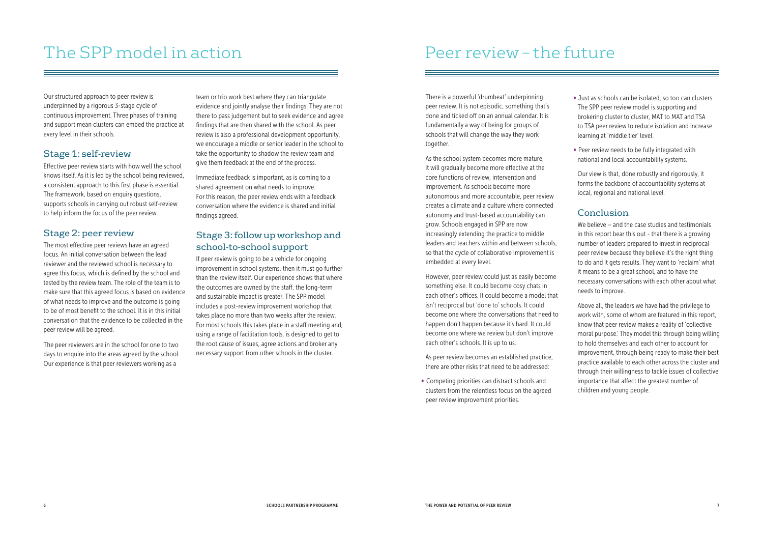# The SPP model in action

Our structured approach to peer review is underpinned by a rigorous 3-stage cycle of continuous improvement. Three phases of training and support mean clusters can embed the practice at every level in their schools.

## Stage 1: self-review

Effective peer review starts with how well the school knows itself. As it is led by the school being reviewed, a consistent approach to this first phase is essential. The framework, based on enquiry questions, supports schools in carrying out robust self-review to help inform the focus of the peer review.

## Stage 2: peer review

The most effective peer reviews have an agreed focus. An initial conversation between the lead reviewer and the reviewed school is necessary to agree this focus, which is defined by the school and tested by the review team. The role of the team is to make sure that this agreed focus is based on evidence of what needs to improve and the outcome is going to be of most benefit to the school. It is in this initial conversation that the evidence to be collected in the peer review will be agreed.

The peer reviewers are in the school for one to two days to enquire into the areas agreed by the school. Our experience is that peer reviewers working as a team or trio work best where they can triangulate evidence and jointly analyse their findings. They are not there to pass judgement but to seek evidence and agree findings that are then shared with the school. As peer review is also a professional development opportunity, we encourage a middle or senior leader in the school to take the opportunity to shadow the review team and give them feedback at the end of the process.

Immediate feedback is important, as is coming to a shared agreement on what needs to improve. For this reason, the peer review ends with a feedback conversation where the evidence is shared and initial findings agreed.

## Stage 3: follow up workshop and school-to-school support

If peer review is going to be a vehicle for ongoing improvement in school systems, then it must go further than the review itself. Our experience shows that where the outcomes are owned by the staff, the long-term and sustainable impact is greater. The SPP model includes a post-review improvement workshop that takes place no more than two weeks after the review. For most schools this takes place in a staff meeting and, using a range of facilitation tools, is designed to get to the root cause of issues, agree actions and broker any necessary support from other schools in the cluster.

# Peer review – the future

There is a powerful 'drumbeat' underpinning peer review. It is not episodic, something that's done and ticked off on an annual calendar. It is fundamentally a way of being for groups of schools that will change the way they work together.

As the school system becomes more mature, it will gradually become more effective at the core functions of review, intervention and improvement. As schools become more autonomous and more accountable, peer review creates a climate and a culture where connected autonomy and trust-based accountability can grow. Schools engaged in SPP are now increasingly extending the practice to middle leaders and teachers within and between schools, so that the cycle of collaborative improvement is embedded at every level.

However, peer review could just as easily become something else. It could become cosy chats in each other's offices. It could become a model that isn't reciprocal but 'done to' schools. It could become one where the conversations that need to happen don't happen because it's hard. It could become one where we review but don't improve each other's schools. It is up to us.

As peer review becomes an established practice, there are other risks that need to be addressed:

- Competing priorities can distract schools and clusters from the relentless focus on the agreed peer review improvement priorities.
- Just as schools can be isolated, so too can clusters. The SPP peer review model is supporting and brokering cluster to cluster, MAT to MAT and TSA to TSA peer review to reduce isolation and increase learning at 'middle tier' level.
- Peer review needs to be fully integrated with national and local accountability systems.

Our view is that, done robustly and rigorously, it forms the backbone of accountability systems at local, regional and national level.

## Conclusion

We believe – and the case studies and testimonials in this report bear this out - that there is a growing number of leaders prepared to invest in reciprocal peer review because they believe it's the right thing to do and it gets results. They want to 'reclaim' what it means to be a great school, and to have the necessary conversations with each other about what needs to improve.

Above all, the leaders we have had the privilege to work with, some of whom are featured in this report, know that peer review makes a reality of 'collective moral purpose.' They model this through being willing to hold themselves and each other to account for improvement, through being ready to make their best practice available to each other across the cluster and through their willingness to tackle issues of collective importance that affect the greatest number of children and young people.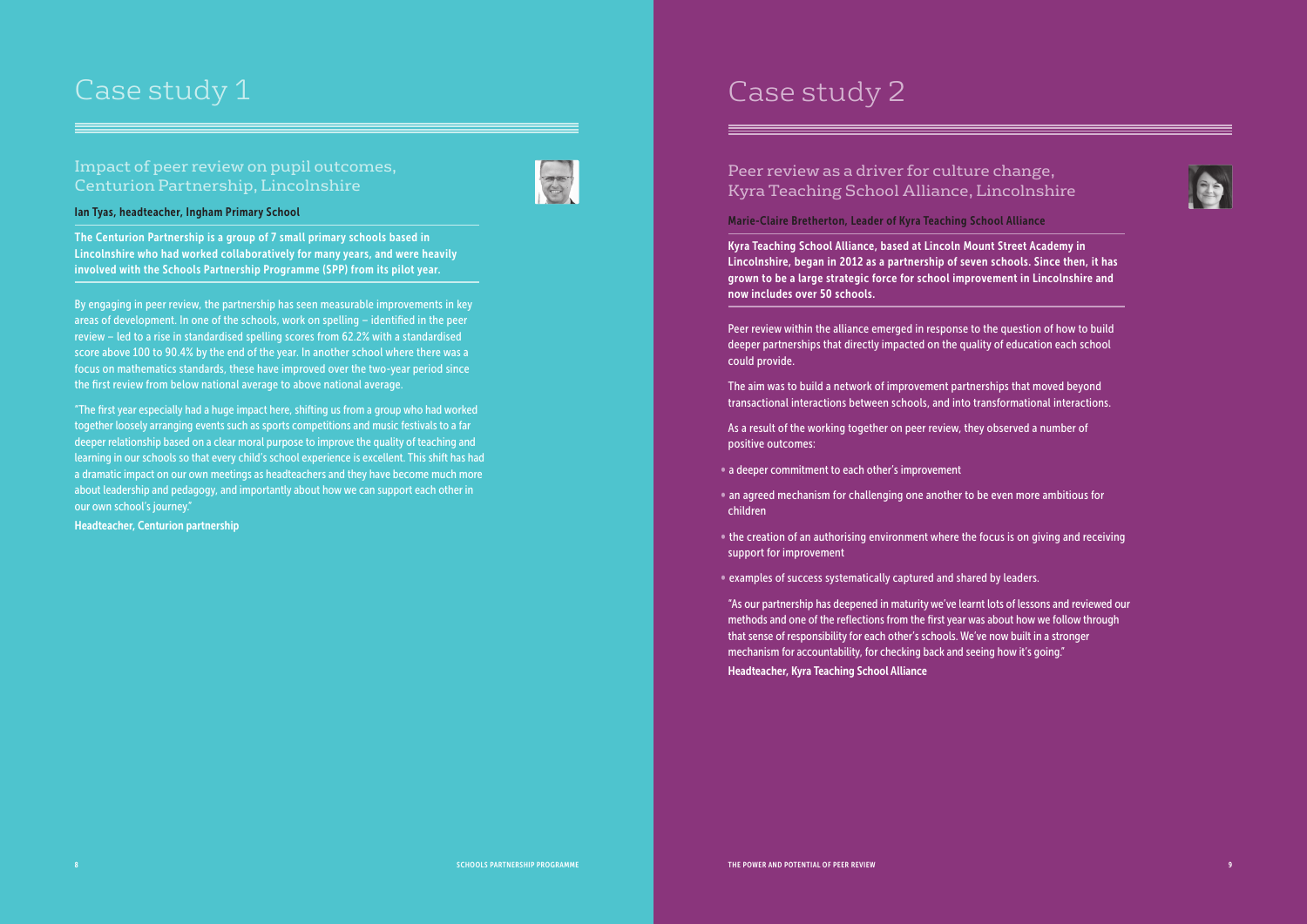# Case study 1

## Impact of peer review on pupil outcomes, Centurion Partnership, Lincolnshire

**Ian Tyas, headteacher, Ingham Primary School**

**The Centurion Partnership is a group of 7 small primary schools based in Lincolnshire who had worked collaboratively for many years, and were heavily involved with the Schools Partnership Programme (SPP) from its pilot year.**

By engaging in peer review, the partnership has seen measurable improvements in key areas of development. In one of the schools, work on spelling – identified in the peer review – led to a rise in standardised spelling scores from 62.2% with a standardised score above 100 to 90.4% by the end of the year. In another school where there was a focus on mathematics standards, these have improved over the two-year period since the first review from below national average to above national average.

"The first year especially had a huge impact here, shifting us from a group who had worked together loosely arranging events such as sports competitions and music festivals to a far deeper relationship based on a clear moral purpose to improve the quality of teaching and learning in our schools so that every child's school experience is excellent. This shift has had a dramatic impact on our own meetings as headteachers and they have become much more about leadership and pedagogy, and importantly about how we can support each other in our own school's journey."

**Headteacher, Centurion partnership**

# Case study 2

## Peer review as a driver for culture change, Kyra Teaching School Alliance, Lincolnshire

**Marie-Claire Bretherton, Leader of Kyra Teaching School Alliance**

**Kyra Teaching School Alliance, based at Lincoln Mount Street Academy in Lincolnshire, began in 2012 as a partnership of seven schools. Since then, it has grown to be a large strategic force for school improvement in Lincolnshire and now includes over 50 schools.**

Peer review within the alliance emerged in response to the question of how to build deeper partnerships that directly impacted on the quality of education each school could provide.

The aim was to build a network of improvement partnerships that moved beyond transactional interactions between schools, and into transformational interactions.

As a result of the working together on peer review, they observed a number of positive outcomes:

- a deeper commitment to each other's improvement
- an agreed mechanism for challenging one another to be even more ambitious for children
- the creation of an authorising environment where the focus is on giving and receiving support for improvement
- examples of success systematically captured and shared by leaders.

"As our partnership has deepened in maturity we've learnt lots of lessons and reviewed our methods and one of the reflections from the first year was about how we follow through that sense of responsibility for each other's schools. We've now built in a stronger mechanism for accountability, for checking back and seeing how it's going."

**Headteacher, Kyra Teaching School Alliance**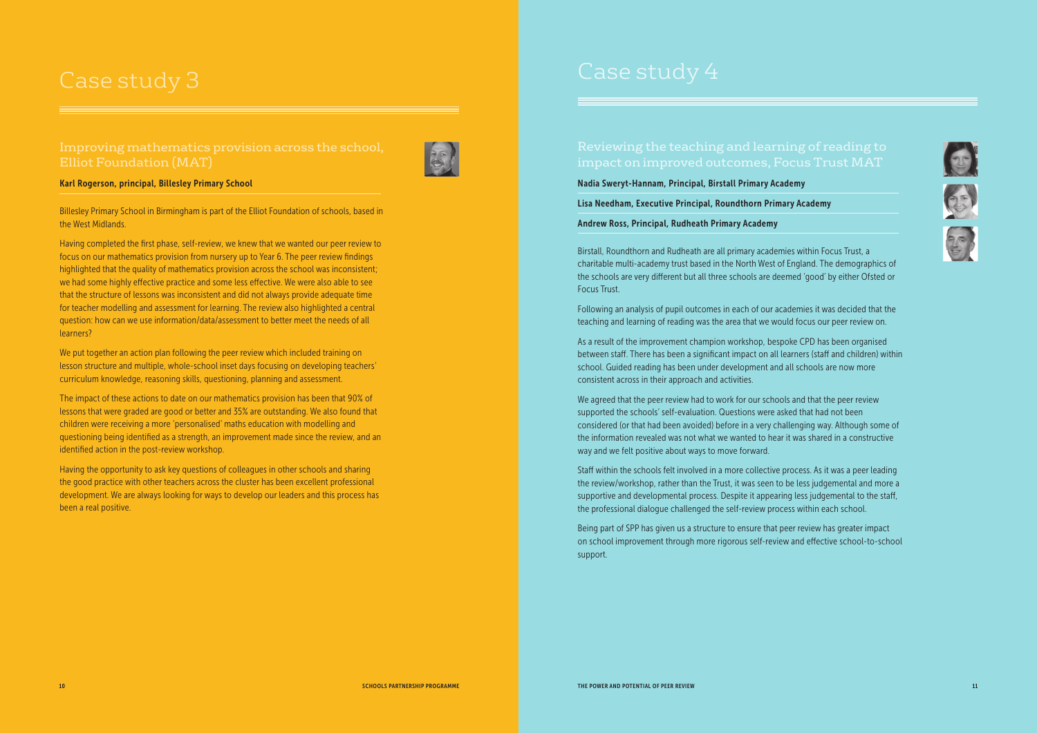# Case study 3

## Improving mathematics provision across the school, Elliot Foundation (MAT)

**Karl Rogerson, principal, Billesley Primary School**

Billesley Primary School in Birmingham is part of the Elliot Foundation of schools, based in the West Midlands.

Having completed the first phase, self-review, we knew that we wanted our peer review to focus on our mathematics provision from nursery up to Year 6. The peer review findings highlighted that the quality of mathematics provision across the school was inconsistent; we had some highly effective practice and some less effective. We were also able to see that the structure of lessons was inconsistent and did not always provide adequate time for teacher modelling and assessment for learning. The review also highlighted a central question: how can we use information/data/assessment to better meet the needs of all learners?

We put together an action plan following the peer review which included training on lesson structure and multiple, whole-school inset days focusing on developing teachers' curriculum knowledge, reasoning skills, questioning, planning and assessment.

The impact of these actions to date on our mathematics provision has been that 90% of lessons that were graded are good or better and 35% are outstanding. We also found that children were receiving a more 'personalised' maths education with modelling and questioning being identified as a strength, an improvement made since the review, and an identified action in the post-review workshop.

Having the opportunity to ask key questions of colleagues in other schools and sharing the good practice with other teachers across the cluster has been excellent professional development. We are always looking for ways to develop our leaders and this process has been a real positive.

# Case study 4

## Reviewing the teaching and learning of reading to impact on improved outcomes, Focus Trust MAT

**Nadia Sweryt-Hannam, Principal, Birstall Primary Academy**

**Lisa Needham, Executive Principal, Roundthorn Primary Academy**

**Andrew Ross, Principal, Rudheath Primary Academy**

Birstall, Roundthorn and Rudheath are all primary academies within Focus Trust, a charitable multi-academy trust based in the North West of England. The demographics of the schools are very different but all three schools are deemed 'good' by either Ofsted or Focus Trust.

Following an analysis of pupil outcomes in each of our academies it was decided that the teaching and learning of reading was the area that we would focus our peer review on.

As a result of the improvement champion workshop, bespoke CPD has been organised between staff. There has been a significant impact on all learners (staff and children) within school. Guided reading has been under development and all schools are now more consistent across in their approach and activities.

We agreed that the peer review had to work for our schools and that the peer review supported the schools' self-evaluation. Questions were asked that had not been considered (or that had been avoided) before in a very challenging way. Although some of the information revealed was not what we wanted to hear it was shared in a constructive way and we felt positive about ways to move forward.

Staff within the schools felt involved in a more collective process. As it was a peer leading the review/workshop, rather than the Trust, it was seen to be less judgemental and more a supportive and developmental process. Despite it appearing less judgemental to the staff, the professional dialogue challenged the self-review process within each school.

Being part of SPP has given us a structure to ensure that peer review has greater impact on school improvement through more rigorous self-review and effective school-to-school support.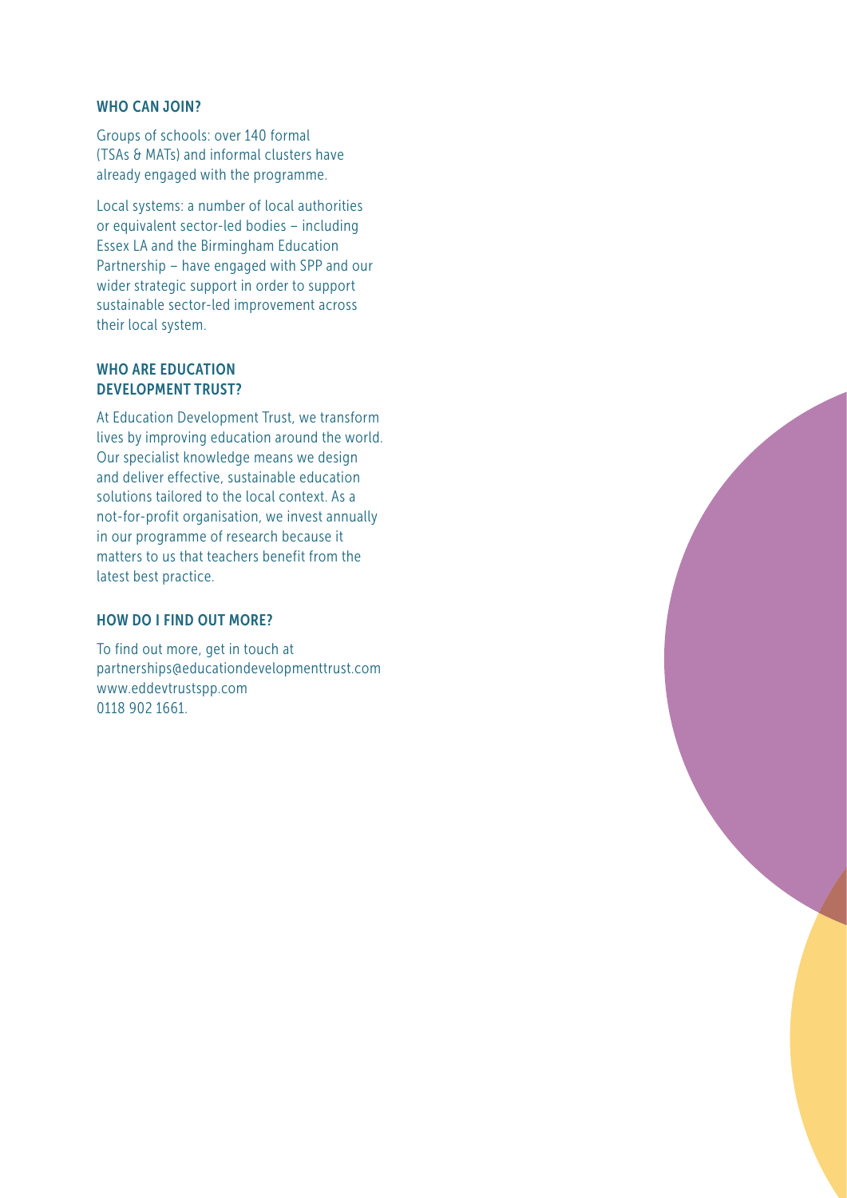## WHO CAN JOIN?

Groups of schools: over 140 formal (TSAs & MATs) and informal clusters have already engaged with the programme.

Local systems: a number of local authorities or equivalent sector-led bodies – including Essex LA and the Birmingham Education Partnership – have engaged with SPP and our wider strategic support in order to support sustainable sector-led improvement across their local system.

## WHO ARE EDUCATION DEVELOPMENT TRUST?

At Education Development Trust, we transform lives by improving education around the world. Our specialist knowledge means we design and deliver effective, sustainable education solutions tailored to the local context. As a not-for-profit organisation, we invest annually in our programme of research because it matters to us that teachers benefit from the latest best practice.

## HOW DO I FIND OUT MORE?

To find out more, get in touch at
partnerships@educationdevelopmenttrust.com
www.eddevtrustspp.com
0118 902 1661.